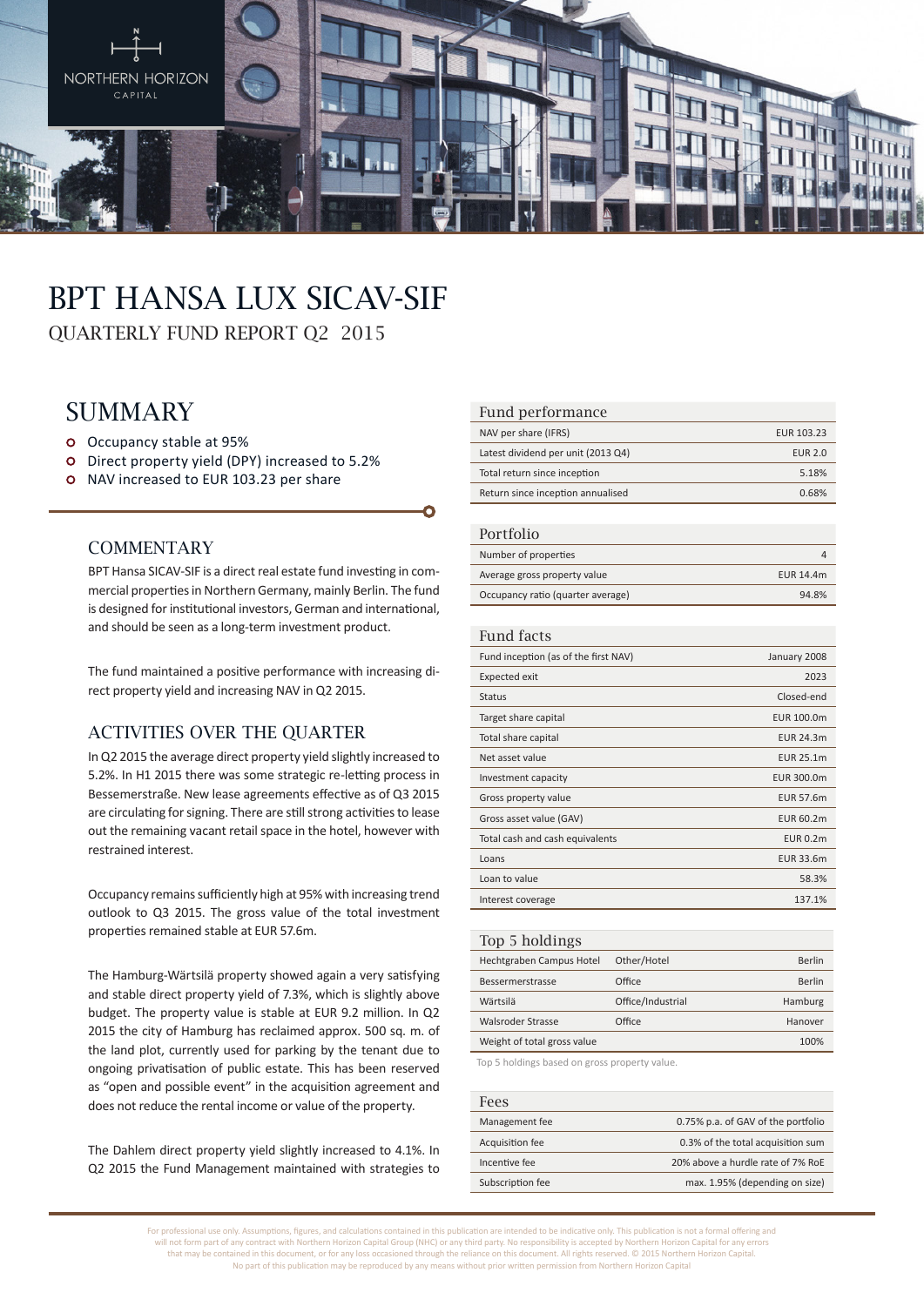NORTHERN HORIZON CAPITAL

# BPT HANSA LUX SICAV-SIF

QUARTERLY FUND REPORT Q2 2015

## SUMMARY

- Occupancy stable at 95%
- Direct property yield (DPY) increased to 5.2%
- NAV increased to EUR 103.23 per share

### COMMENTARY

BPT Hansa SICAV-SIF is a direct real estate fund investing in commercial properties in Northern Germany, mainly Berlin. The fund is designed for institutional investors, German and international, and should be seen as a long-term investment product.

The fund maintained a positive performance with increasing direct property yield and increasing NAV in Q2 2015.

### ACTIVITIES OVER THE QUARTER

In Q2 2015 the average direct property yield slightly increased to 5.2%. In H1 2015 there was some strategic re-letting process in Bessemerstraße. New lease agreements effective as of Q3 2015 are circulating for signing. There are still strong activities to lease out the remaining vacant retail space in the hotel, however with restrained interest.

Occupancy remains sufficiently high at 95% with increasing trend outlook to Q3 2015. The gross value of the total investment properties remained stable at EUR 57.6m.

The Hamburg-Wärtsilä property showed again a very satisfying and stable direct property yield of 7.3%, which is slightly above budget. The property value is stable at EUR 9.2 million. In Q2 2015 the city of Hamburg has reclaimed approx. 500 sq. m. of the land plot, currently used for parking by the tenant due to ongoing privatisation of public estate. This has been reserved as “open and possible event” in the acquisition agreement and does not reduce the rental income or value of the property.

The Dahlem direct property yield slightly increased to 4.1%. In Q2 2015 the Fund Management maintained with strategies to

| Fund performance | |
|---|---|
| NAV per share (IFRS) | EUR 103.23 |
| Latest dividend per unit (2013 Q4) | EUR 2.0 |
| Total return since inception | 5.18% |
| Return since inception annualised | 0.68% |

| Portfolio | |
|---|---|
| Number of properties | 4 |
| Average gross property value | EUR 14.4m |
| Occupancy ratio (quarter average) | 94.8% |

| Fund facts | |
|---|---|
| Fund inception (as of the first NAV) | January 2008 |
| Expected exit | 2023 |
| Status | Closed-end |
| Target share capital | EUR 100.0m |
| Total share capital | EUR 24.3m |
| Net asset value | EUR 25.1m |
| Investment capacity | EUR 300.0m |
| Gross property value | EUR 57.6m |
| Gross asset value (GAV) | EUR 60.2m |
| Total cash and cash equivalents | EUR 0.2m |
| Loans | EUR 33.6m |
| Loan to value | 58.3% |
| Interest coverage | 137.1% |

| Top 5 holdings | | |
|---|---|---|
| Hechtgraben Campus Hotel | Other/Hotel | Berlin |
| Bessermerstrasse | Office | Berlin |
| Wärtsilä | Office/Industrial | Hamburg |
| Walsroder Strasse | Office | Hanover |
| Weight of total gross value | | 100% |

Top 5 holdings based on gross property value.

| Fees | |
|---|---|
| Management fee | 0.75% p.a. of GAV of the portfolio |
| Acquisition fee | 0.3% of the total acquisition sum |
| Incentive fee | 20% above a hurdle rate of 7% RoE |
| Subscription fee | max. 1.95% (depending on size) |

For professional use only. Assumptions, figures, and calculations contained in this publication are intended to be indicative only. This publication is not a formal offering and will not form part of any contract with Northern Horizon Capital Group (NHC) or any third party. No responsibility is accepted by Northern Horizon Capital for any errors that may be contained in this document, or for any loss occasioned through the reliance on this document. All rights reserved. © 2015 Northern Horizon Capital. No part of this publication may be reproduced by any means without prior written permission from Northern Horizon Capital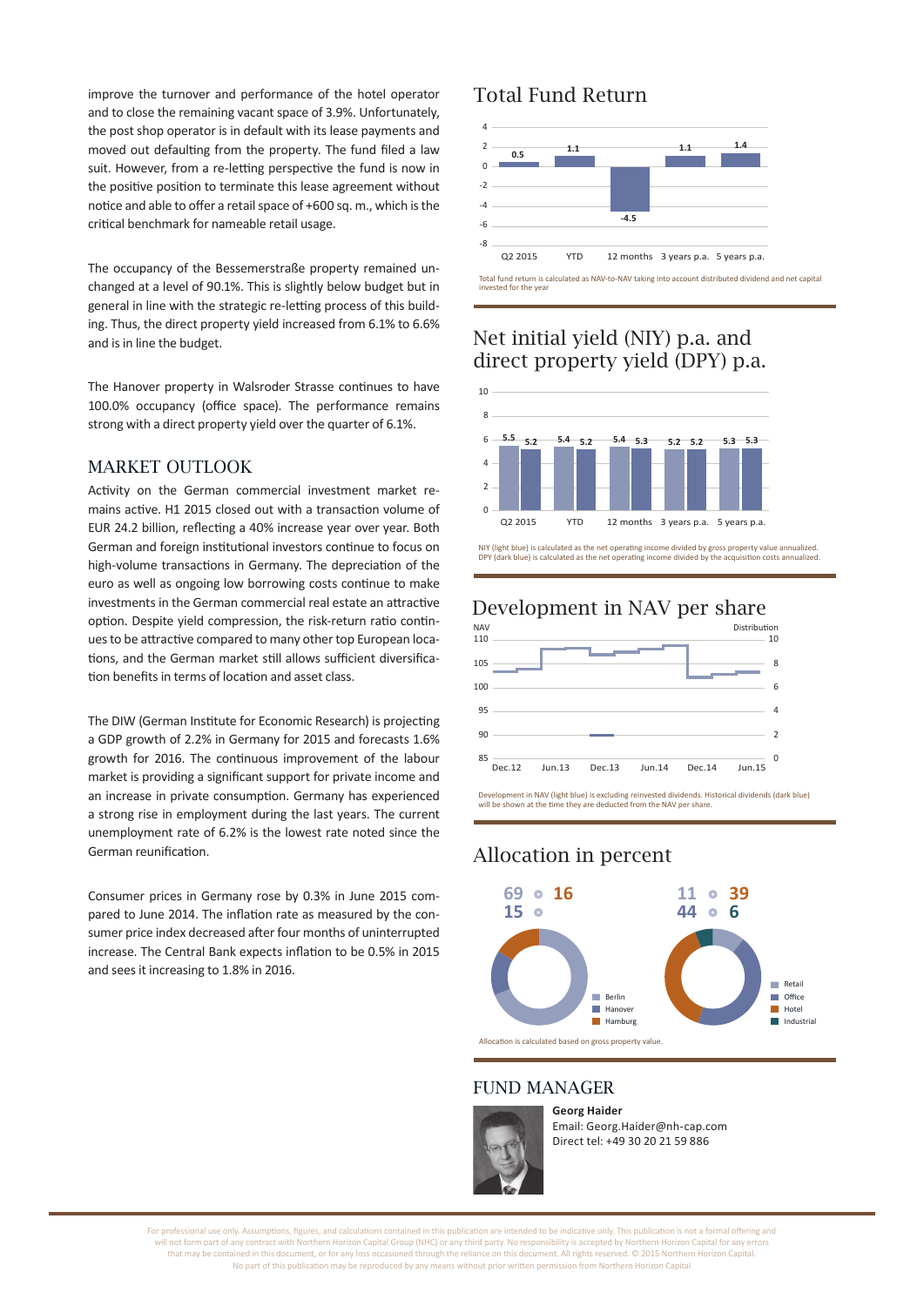improve the turnover and performance of the hotel operator and to close the remaining vacant space of 3.9%. Unfortunately, the post shop operator is in default with its lease payments and moved out defaulting from the property. The fund filed a law suit. However, from a re-letting perspective the fund is now in the positive position to terminate this lease agreement without notice and able to offer a retail space of +600 sq. m., which is the critical benchmark for nameable retail usage.

The occupancy of the Bessemerstraße property remained unchanged at a level of 90.1%. This is slightly below budget but in general in line with the strategic re-letting process of this building. Thus, the direct property yield increased from 6.1% to 6.6% and is in line with the budget.

The Hanover property in Walsroder Strasse continues to have 100.0% occupancy (office space). The performance remains strong with a direct property yield over the quarter of 6.1%.

## MARKET OUTLOOK

Activity on the German commercial investment market remains active. H1 2015 closed out with a transaction volume of EUR 24.2 billion, reflecting a 40% increase year over year. Both German and foreign institutional investors continue to focus on high-volume transactions in Germany. The depreciation of the euro as well as ongoing low borrowing costs continue to make investments in the German commercial real estate an attractive option. Despite yield compression, the risk-return ratio continues to be attractive compared to many other top European locations, and the German market still allows sufficient diversification benefits in terms of location and asset class.

The DIW (German Institute for Economic Research) is projecting a GDP growth of 2.2% in Germany for 2015 and forecasts 1.6% growth for 2016. The continuous improvement of the labour market is providing a significant support for private income and an increase in private consumption. Germany has experienced a strong rise in employment during the last years. The current unemployment rate of 6.2% is the lowest rate noted since the German reunification.

Consumer prices in Germany rose by 0.3% in June 2015 compared to June 2014. The inflation rate as measured by the consumer price index decreased after four months of uninterrupted increase. The Central Bank expects inflation to be 0.5% in 2015 and sees it increasing to 1.8% in 2016.

## Total Fund Return

Q2 2015: 0.5
YTD: 1.1
12 months: -4.5
3 years p.a.: 1.1
5 years p.a.: 1.4

Total fund return is calculated as NAV-to-NAV taking into account distributed dividend and net capital invested for the year

## Net initial yield (NIY) p.a. and direct property yield (DPY) p.a.

Q2 2015: 5.5 / 5.2
YTD: 5.4 / 5.2
12 months: 5.4 / 5.3
3 years p.a.: 5.2 / 5.2
5 years p.a.: 5.3 / 5.3

NIY (light blue) is calculated as the net operating income divided by gross property value annualized.
DPY (dark blue) is calculated as the net operating income divided by the acquisition costs annualized.

## Development in NAV per share

NAV
Distribution
Dec.12, Jun.13, Dec.13, Jun.14, Dec.14, Jun.15

Development in NAV (light blue) is excluding reinvested dividends. Historical dividends (dark blue) will be shown at the time they are deducted from the NAV per share.

## Allocation in percent

69 Berlin
16 Hamburg
15 Hanover

11 Retail
39 Hotel
44 Office
6 Industrial

Allocation is calculated based on gross property value.

## FUND MANAGER

**Georg Haider**
Email: Georg.Haider@nh-cap.com
Direct tel: +49 30 20 21 59 886

For professional use only. Assumptions, figures, and calculations contained in this publication are intended to be indicative only. This publication is not a formal offering and will not form part of any contract with Northern Horizon Capital Group (NHC) or any third party. No responsibility is accepted by Northern Horizon Capital for any errors that may be contained in this document, or for any loss occasioned through the reliance on this document. All rights reserved. © 2015 Northern Horizon Capital. No part of this publication may be reproduced by any means without prior written permission from Northern Horizon Capital